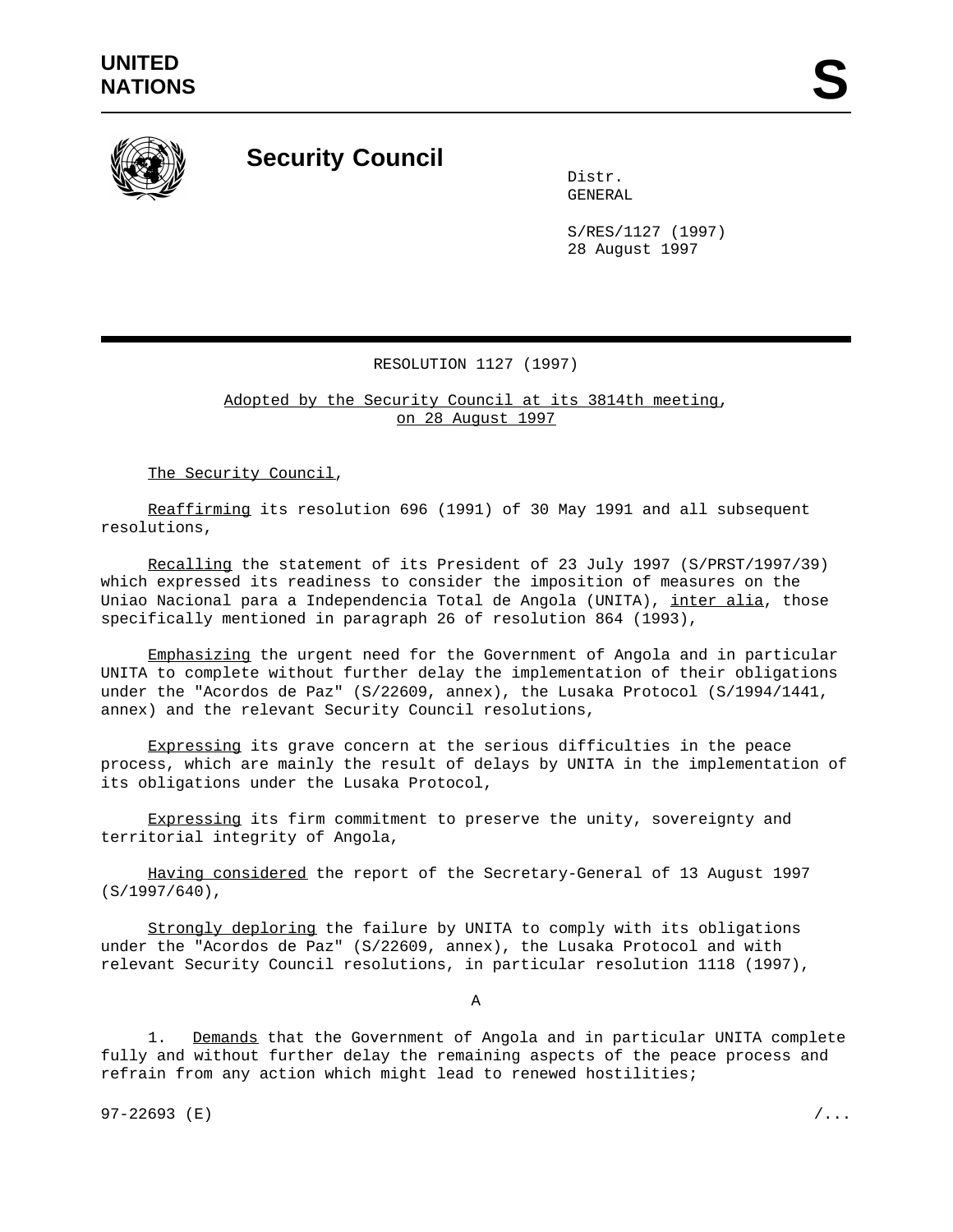UNITED NATIONS

# S

## Security Council

Distr.
GENERAL

S/RES/1127 (1997)
28 August 1997

RESOLUTION 1127 (1997)

Adopted by the Security Council at its 3814th meeting, on 28 August 1997

The Security Council,

Reaffirming its resolution 696 (1991) of 30 May 1991 and all subsequent resolutions,

Recalling the statement of its President of 23 July 1997 (S/PRST/1997/39) which expressed its readiness to consider the imposition of measures on the Uniao Nacional para a Independencia Total de Angola (UNITA), *inter alia*, those specifically mentioned in paragraph 26 of resolution 864 (1993),

Emphasizing the urgent need for the Government of Angola and in particular UNITA to complete without further delay the implementation of their obligations under the "Acordos de Paz" (S/22609, annex), the Lusaka Protocol (S/1994/1441, annex) and the relevant Security Council resolutions,

Expressing its grave concern at the serious difficulties in the peace process, which are mainly the result of delays by UNITA in the implementation of its obligations under the Lusaka Protocol,

Expressing its firm commitment to preserve the unity, sovereignty and territorial integrity of Angola,

Having considered the report of the Secretary-General of 13 August 1997 (S/1997/640),

Strongly deploring the failure by UNITA to comply with its obligations under the "Acordos de Paz" (S/22609, annex), the Lusaka Protocol and with relevant Security Council resolutions, in particular resolution 1118 (1997),

A

1. Demands that the Government of Angola and in particular UNITA complete fully and without further delay the remaining aspects of the peace process and refrain from any action which might lead to renewed hostilities;

97-22693 (E)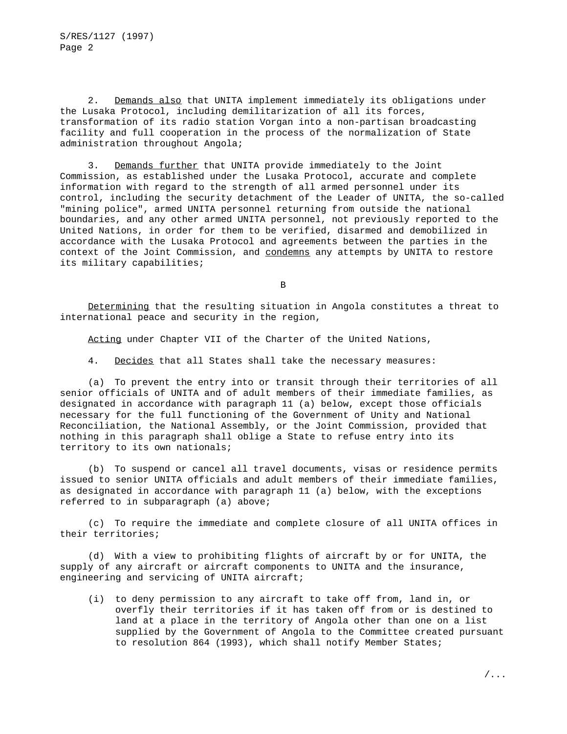2. Demands also that UNITA implement immediately its obligations under the Lusaka Protocol, including demilitarization of all its forces, transformation of its radio station Vorgan into a non-partisan broadcasting facility and full cooperation in the process of the normalization of State administration throughout Angola;

3. Demands further that UNITA provide immediately to the Joint Commission, as established under the Lusaka Protocol, accurate and complete information with regard to the strength of all armed personnel under its control, including the security detachment of the Leader of UNITA, the so-called "mining police", armed UNITA personnel returning from outside the national boundaries, and any other armed UNITA personnel, not previously reported to the United Nations, in order for them to be verified, disarmed and demobilized in accordance with the Lusaka Protocol and agreements between the parties in the context of the Joint Commission, and condemns any attempts by UNITA to restore its military capabilities;

B

Determining that the resulting situation in Angola constitutes a threat to international peace and security in the region,

Acting under Chapter VII of the Charter of the United Nations,

4. Decides that all States shall take the necessary measures:

(a) To prevent the entry into or transit through their territories of all senior officials of UNITA and of adult members of their immediate families, as designated in accordance with paragraph 11 (a) below, except those officials necessary for the full functioning of the Government of Unity and National Reconciliation, the National Assembly, or the Joint Commission, provided that nothing in this paragraph shall oblige a State to refuse entry into its territory to its own nationals;

(b) To suspend or cancel all travel documents, visas or residence permits issued to senior UNITA officials and adult members of their immediate families, as designated in accordance with paragraph 11 (a) below, with the exceptions referred to in subparagraph (a) above;

(c) To require the immediate and complete closure of all UNITA offices in their territories;

(d) With a view to prohibiting flights of aircraft by or for UNITA, the supply of any aircraft or aircraft components to UNITA and the insurance, engineering and servicing of UNITA aircraft;

(i) to deny permission to any aircraft to take off from, land in, or overfly their territories if it has taken off from or is destined to land at a place in the territory of Angola other than one on a list supplied by the Government of Angola to the Committee created pursuant to resolution 864 (1993), which shall notify Member States;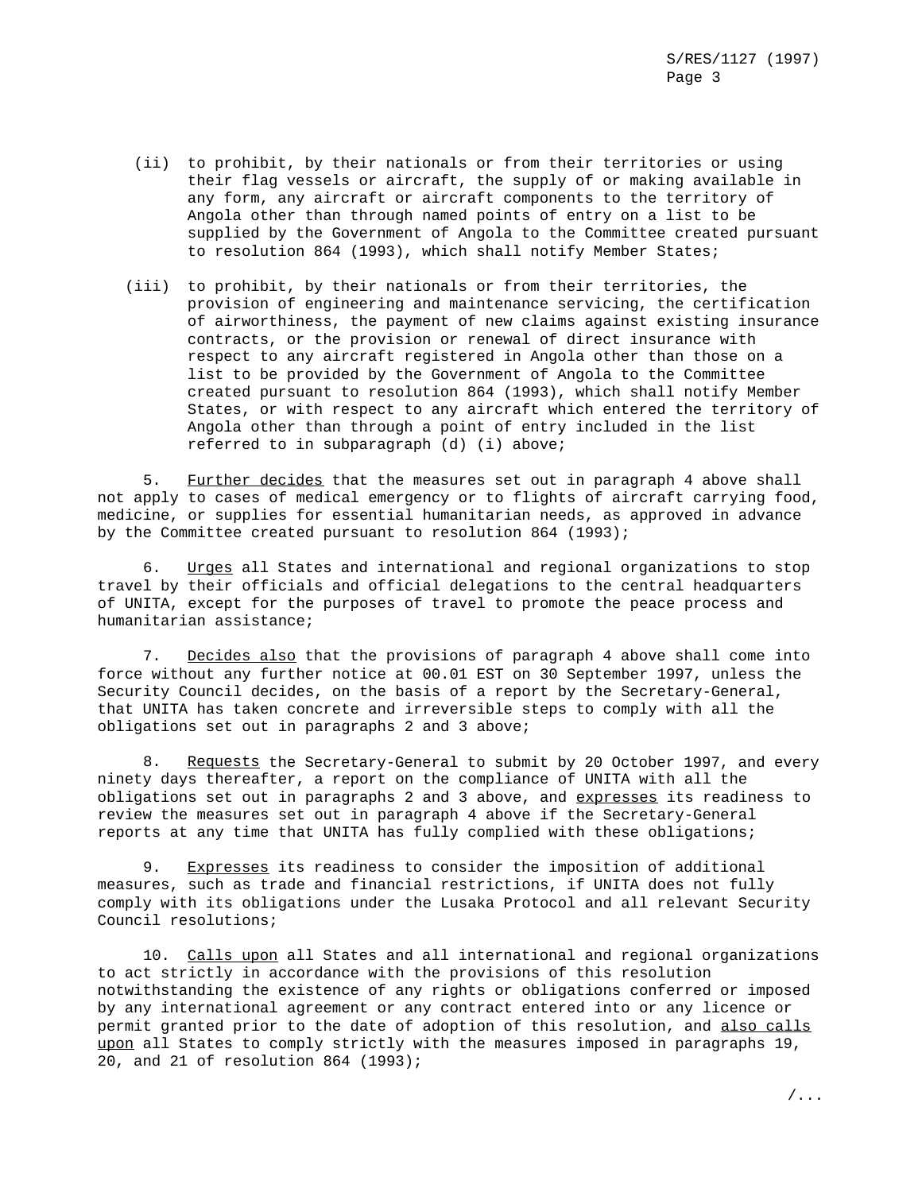(ii) to prohibit, by their nationals or from their territories or using their flag vessels or aircraft, the supply of or making available in any form, any aircraft or aircraft components to the territory of Angola other than through named points of entry on a list to be supplied by the Government of Angola to the Committee created pursuant to resolution 864 (1993), which shall notify Member States;

(iii) to prohibit, by their nationals or from their territories, the provision of engineering and maintenance servicing, the certification of airworthiness, the payment of new claims against existing insurance contracts, or the provision or renewal of direct insurance with respect to any aircraft registered in Angola other than those on a list to be provided by the Government of Angola to the Committee created pursuant to resolution 864 (1993), which shall notify Member States, or with respect to any aircraft which entered the territory of Angola other than through a point of entry included in the list referred to in subparagraph (d) (i) above;

5. _Further decides_ that the measures set out in paragraph 4 above shall not apply to cases of medical emergency or to flights of aircraft carrying food, medicine, or supplies for essential humanitarian needs, as approved in advance by the Committee created pursuant to resolution 864 (1993);

6. _Urges_ all States and international and regional organizations to stop travel by their officials and official delegations to the central headquarters of UNITA, except for the purposes of travel to promote the peace process and humanitarian assistance;

7. _Decides also_ that the provisions of paragraph 4 above shall come into force without any further notice at 00.01 EST on 30 September 1997, unless the Security Council decides, on the basis of a report by the Secretary-General, that UNITA has taken concrete and irreversible steps to comply with all the obligations set out in paragraphs 2 and 3 above;

8. _Requests_ the Secretary-General to submit by 20 October 1997, and every ninety days thereafter, a report on the compliance of UNITA with all the obligations set out in paragraphs 2 and 3 above, and _expresses_ its readiness to review the measures set out in paragraph 4 above if the Secretary-General reports at any time that UNITA has fully complied with these obligations;

9. _Expresses_ its readiness to consider the imposition of additional measures, such as trade and financial restrictions, if UNITA does not fully comply with its obligations under the Lusaka Protocol and all relevant Security Council resolutions;

10. _Calls upon_ all States and all international and regional organizations to act strictly in accordance with the provisions of this resolution notwithstanding the existence of any rights or obligations conferred or imposed by any international agreement or any contract entered into or any licence or permit granted prior to the date of adoption of this resolution, and _also calls upon_ all States to comply strictly with the measures imposed in paragraphs 19, 20, and 21 of resolution 864 (1993);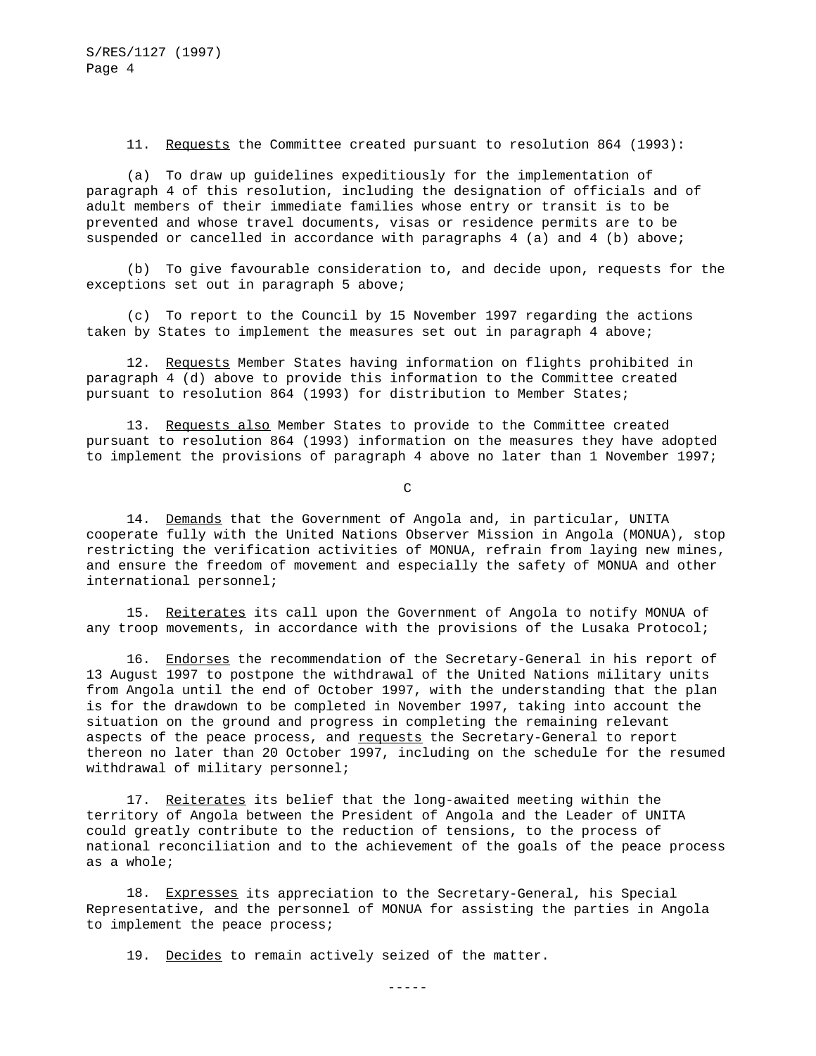11. Requests the Committee created pursuant to resolution 864 (1993):

(a) To draw up guidelines expeditiously for the implementation of paragraph 4 of this resolution, including the designation of officials and of adult members of their immediate families whose entry or transit is to be prevented and whose travel documents, visas or residence permits are to be suspended or cancelled in accordance with paragraphs 4 (a) and 4 (b) above;

(b) To give favourable consideration to, and decide upon, requests for the exceptions set out in paragraph 5 above;

(c) To report to the Council by 15 November 1997 regarding the actions taken by States to implement the measures set out in paragraph 4 above;

12. Requests Member States having information on flights prohibited in paragraph 4 (d) above to provide this information to the Committee created pursuant to resolution 864 (1993) for distribution to Member States;

13. Requests also Member States to provide to the Committee created pursuant to resolution 864 (1993) information on the measures they have adopted to implement the provisions of paragraph 4 above no later than 1 November 1997;

C

14. Demands that the Government of Angola and, in particular, UNITA cooperate fully with the United Nations Observer Mission in Angola (MONUA), stop restricting the verification activities of MONUA, refrain from laying new mines, and ensure the freedom of movement and especially the safety of MONUA and other international personnel;

15. Reiterates its call upon the Government of Angola to notify MONUA of any troop movements, in accordance with the provisions of the Lusaka Protocol;

16. Endorses the recommendation of the Secretary-General in his report of 13 August 1997 to postpone the withdrawal of the United Nations military units from Angola until the end of October 1997, with the understanding that the plan is for the drawdown to be completed in November 1997, taking into account the situation on the ground and progress in completing the remaining relevant aspects of the peace process, and requests the Secretary-General to report thereon no later than 20 October 1997, including on the schedule for the resumed withdrawal of military personnel;

17. Reiterates its belief that the long-awaited meeting within the territory of Angola between the President of Angola and the Leader of UNITA could greatly contribute to the reduction of tensions, to the process of national reconciliation and to the achievement of the goals of the peace process as a whole;

18. Expresses its appreciation to the Secretary-General, his Special Representative, and the personnel of MONUA for assisting the parties in Angola to implement the peace process;

19. Decides to remain actively seized of the matter.

-----